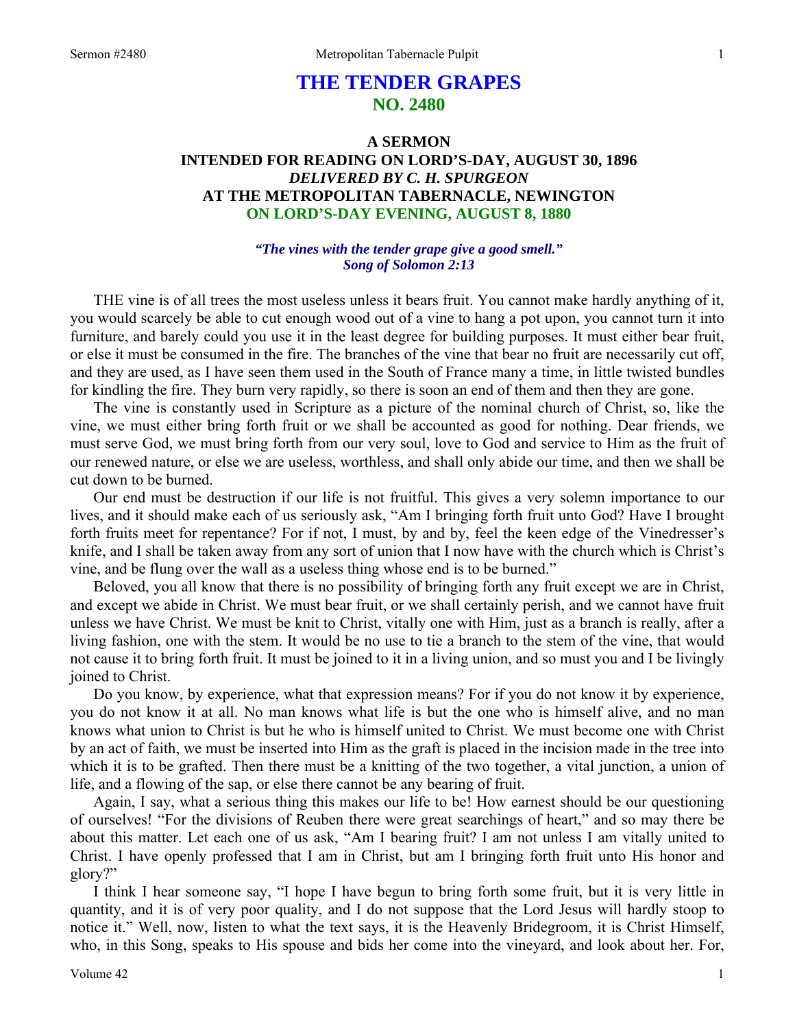# THE TENDER GRAPES
## NO. 2480

### A SERMON
### INTENDED FOR READING ON LORD'S-DAY, AUGUST 30, 1896
### *DELIVERED BY C. H. SPURGEON*
### AT THE METROPOLITAN TABERNACLE, NEWINGTON
### ON LORD'S-DAY EVENING, AUGUST 8, 1880

***"The vines with the tender grape give a good smell." Song of Solomon 2:13***

THE vine is of all trees the most useless unless it bears fruit. You cannot make hardly anything of it, you would scarcely be able to cut enough wood out of a vine to hang a pot upon, you cannot turn it into furniture, and barely could you use it in the least degree for building purposes. It must either bear fruit, or else it must be consumed in the fire. The branches of the vine that bear no fruit are necessarily cut off, and they are used, as I have seen them used in the South of France many a time, in little twisted bundles for kindling the fire. They burn very rapidly, so there is soon an end of them and then they are gone.

The vine is constantly used in Scripture as a picture of the nominal church of Christ, so, like the vine, we must either bring forth fruit or we shall be accounted as good for nothing. Dear friends, we must serve God, we must bring forth from our very soul, love to God and service to Him as the fruit of our renewed nature, or else we are useless, worthless, and shall only abide our time, and then we shall be cut down to be burned.

Our end must be destruction if our life is not fruitful. This gives a very solemn importance to our lives, and it should make each of us seriously ask, "Am I bringing forth fruit unto God? Have I brought forth fruits meet for repentance? For if not, I must, by and by, feel the keen edge of the Vinedresser's knife, and I shall be taken away from any sort of union that I now have with the church which is Christ's vine, and be flung over the wall as a useless thing whose end is to be burned."

Beloved, you all know that there is no possibility of bringing forth any fruit except we are in Christ, and except we abide in Christ. We must bear fruit, or we shall certainly perish, and we cannot have fruit unless we have Christ. We must be knit to Christ, vitally one with Him, just as a branch is really, after a living fashion, one with the stem. It would be no use to tie a branch to the stem of the vine, that would not cause it to bring forth fruit. It must be joined to it in a living union, and so must you and I be livingly joined to Christ.

Do you know, by experience, what that expression means? For if you do not know it by experience, you do not know it at all. No man knows what life is but the one who is himself alive, and no man knows what union to Christ is but he who is himself united to Christ. We must become one with Christ by an act of faith, we must be inserted into Him as the graft is placed in the incision made in the tree into which it is to be grafted. Then there must be a knitting of the two together, a vital junction, a union of life, and a flowing of the sap, or else there cannot be any bearing of fruit.

Again, I say, what a serious thing this makes our life to be! How earnest should be our questioning of ourselves! "For the divisions of Reuben there were great searchings of heart," and so may there be about this matter. Let each one of us ask, "Am I bearing fruit? I am not unless I am vitally united to Christ. I have openly professed that I am in Christ, but am I bringing forth fruit unto His honor and glory?"

I think I hear someone say, "I hope I have begun to bring forth some fruit, but it is very little in quantity, and it is of very poor quality, and I do not suppose that the Lord Jesus will hardly stoop to notice it." Well, now, listen to what the text says, it is the Heavenly Bridegroom, it is Christ Himself, who, in this Song, speaks to His spouse and bids her come into the vineyard, and look about her. For,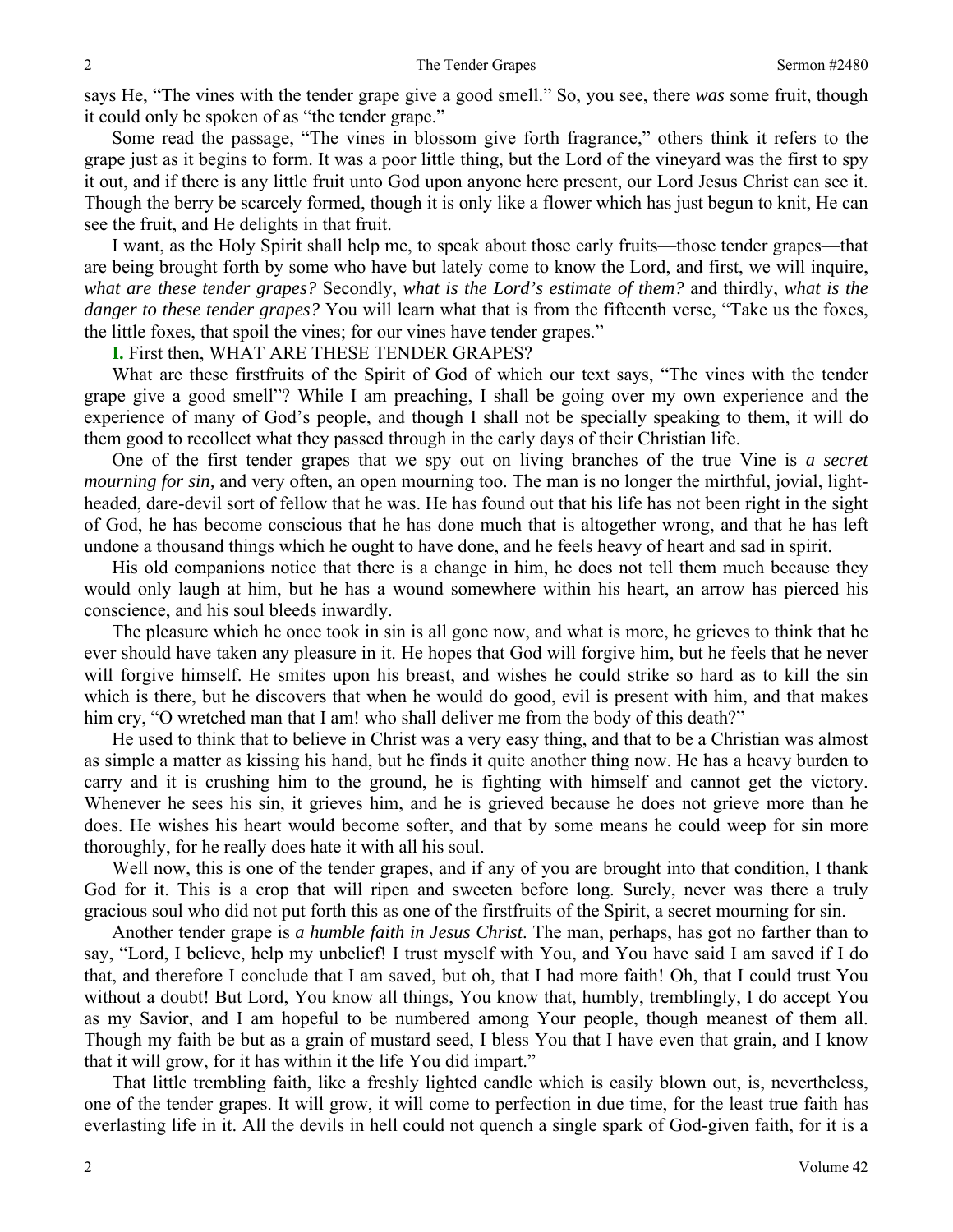says He, "The vines with the tender grape give a good smell." So, you see, there *was* some fruit, though it could only be spoken of as "the tender grape."

Some read the passage, "The vines in blossom give forth fragrance," others think it refers to the grape just as it begins to form. It was a poor little thing, but the Lord of the vineyard was the first to spy it out, and if there is any little fruit unto God upon anyone here present, our Lord Jesus Christ can see it. Though the berry be scarcely formed, though it is only like a flower which has just begun to knit, He can see the fruit, and He delights in that fruit.

I want, as the Holy Spirit shall help me, to speak about those early fruits—those tender grapes—that are being brought forth by some who have but lately come to know the Lord, and first, we will inquire, *what are these tender grapes?* Secondly, *what is the Lord's estimate of them?* and thirdly, *what is the danger to these tender grapes?* You will learn what that is from the fifteenth verse, "Take us the foxes, the little foxes, that spoil the vines; for our vines have tender grapes."

**I.** First then, WHAT ARE THESE TENDER GRAPES?

What are these firstfruits of the Spirit of God of which our text says, "The vines with the tender grape give a good smell"? While I am preaching, I shall be going over my own experience and the experience of many of God's people, and though I shall not be specially speaking to them, it will do them good to recollect what they passed through in the early days of their Christian life.

One of the first tender grapes that we spy out on living branches of the true Vine is *a secret mourning for sin,* and very often, an open mourning too. The man is no longer the mirthful, jovial, light-headed, dare-devil sort of fellow that he was. He has found out that his life has not been right in the sight of God, he has become conscious that he has done much that is altogether wrong, and that he has left undone a thousand things which he ought to have done, and he feels heavy of heart and sad in spirit.

His old companions notice that there is a change in him, he does not tell them much because they would only laugh at him, but he has a wound somewhere within his heart, an arrow has pierced his conscience, and his soul bleeds inwardly.

The pleasure which he once took in sin is all gone now, and what is more, he grieves to think that he ever should have taken any pleasure in it. He hopes that God will forgive him, but he feels that he never will forgive himself. He smites upon his breast, and wishes he could strike so hard as to kill the sin which is there, but he discovers that when he would do good, evil is present with him, and that makes him cry, "O wretched man that I am! who shall deliver me from the body of this death?"

He used to think that to believe in Christ was a very easy thing, and that to be a Christian was almost as simple a matter as kissing his hand, but he finds it quite another thing now. He has a heavy burden to carry and it is crushing him to the ground, he is fighting with himself and cannot get the victory. Whenever he sees his sin, it grieves him, and he is grieved because he does not grieve more than he does. He wishes his heart would become softer, and that by some means he could weep for sin more thoroughly, for he really does hate it with all his soul.

Well now, this is one of the tender grapes, and if any of you are brought into that condition, I thank God for it. This is a crop that will ripen and sweeten before long. Surely, never was there a truly gracious soul who did not put forth this as one of the firstfruits of the Spirit, a secret mourning for sin.

Another tender grape is *a humble faith in Jesus Christ*. The man, perhaps, has got no farther than to say, "Lord, I believe, help my unbelief! I trust myself with You, and You have said I am saved if I do that, and therefore I conclude that I am saved, but oh, that I had more faith! Oh, that I could trust You without a doubt! But Lord, You know all things, You know that, humbly, tremblingly, I do accept You as my Savior, and I am hopeful to be numbered among Your people, though meanest of them all. Though my faith be but as a grain of mustard seed, I bless You that I have even that grain, and I know that it will grow, for it has within it the life You did impart."

That little trembling faith, like a freshly lighted candle which is easily blown out, is, nevertheless, one of the tender grapes. It will grow, it will come to perfection in due time, for the least true faith has everlasting life in it. All the devils in hell could not quench a single spark of God-given faith, for it is a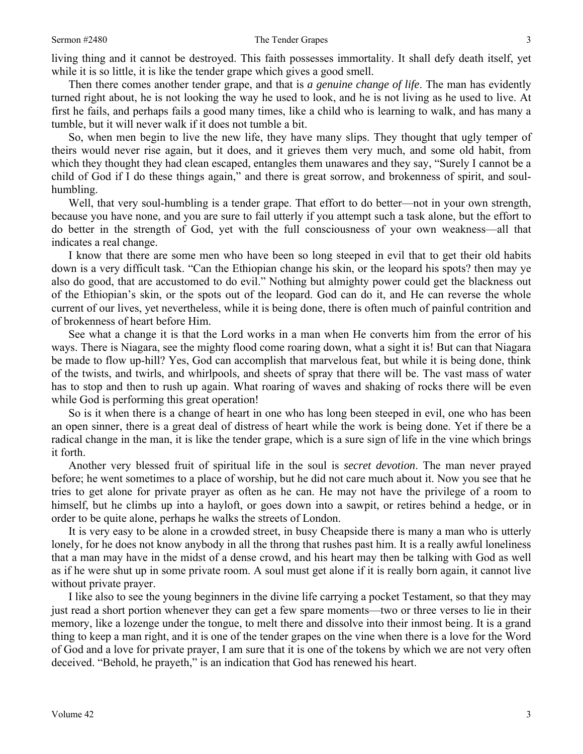living thing and it cannot be destroyed. This faith possesses immortality. It shall defy death itself, yet while it is so little, it is like the tender grape which gives a good smell.

Then there comes another tender grape, and that is *a genuine change of life*. The man has evidently turned right about, he is not looking the way he used to look, and he is not living as he used to live. At first he fails, and perhaps fails a good many times, like a child who is learning to walk, and has many a tumble, but it will never walk if it does not tumble a bit.

So, when men begin to live the new life, they have many slips. They thought that ugly temper of theirs would never rise again, but it does, and it grieves them very much, and some old habit, from which they thought they had clean escaped, entangles them unawares and they say, "Surely I cannot be a child of God if I do these things again," and there is great sorrow, and brokenness of spirit, and soul-humbling.

Well, that very soul-humbling is a tender grape. That effort to do better—not in your own strength, because you have none, and you are sure to fail utterly if you attempt such a task alone, but the effort to do better in the strength of God, yet with the full consciousness of your own weakness—all that indicates a real change.

I know that there are some men who have been so long steeped in evil that to get their old habits down is a very difficult task. "Can the Ethiopian change his skin, or the leopard his spots? then may ye also do good, that are accustomed to do evil." Nothing but almighty power could get the blackness out of the Ethiopian's skin, or the spots out of the leopard. God can do it, and He can reverse the whole current of our lives, yet nevertheless, while it is being done, there is often much of painful contrition and of brokenness of heart before Him.

See what a change it is that the Lord works in a man when He converts him from the error of his ways. There is Niagara, see the mighty flood come roaring down, what a sight it is! But can that Niagara be made to flow up-hill? Yes, God can accomplish that marvelous feat, but while it is being done, think of the twists, and twirls, and whirlpools, and sheets of spray that there will be. The vast mass of water has to stop and then to rush up again. What roaring of waves and shaking of rocks there will be even while God is performing this great operation!

So is it when there is a change of heart in one who has long been steeped in evil, one who has been an open sinner, there is a great deal of distress of heart while the work is being done. Yet if there be a radical change in the man, it is like the tender grape, which is a sure sign of life in the vine which brings it forth.

Another very blessed fruit of spiritual life in the soul is *secret devotion*. The man never prayed before; he went sometimes to a place of worship, but he did not care much about it. Now you see that he tries to get alone for private prayer as often as he can. He may not have the privilege of a room to himself, but he climbs up into a hayloft, or goes down into a sawpit, or retires behind a hedge, or in order to be quite alone, perhaps he walks the streets of London.

It is very easy to be alone in a crowded street, in busy Cheapside there is many a man who is utterly lonely, for he does not know anybody in all the throng that rushes past him. It is a really awful loneliness that a man may have in the midst of a dense crowd, and his heart may then be talking with God as well as if he were shut up in some private room. A soul must get alone if it is really born again, it cannot live without private prayer.

I like also to see the young beginners in the divine life carrying a pocket Testament, so that they may just read a short portion whenever they can get a few spare moments—two or three verses to lie in their memory, like a lozenge under the tongue, to melt there and dissolve into their inmost being. It is a grand thing to keep a man right, and it is one of the tender grapes on the vine when there is a love for the Word of God and a love for private prayer, I am sure that it is one of the tokens by which we are not very often deceived. "Behold, he prayeth," is an indication that God has renewed his heart.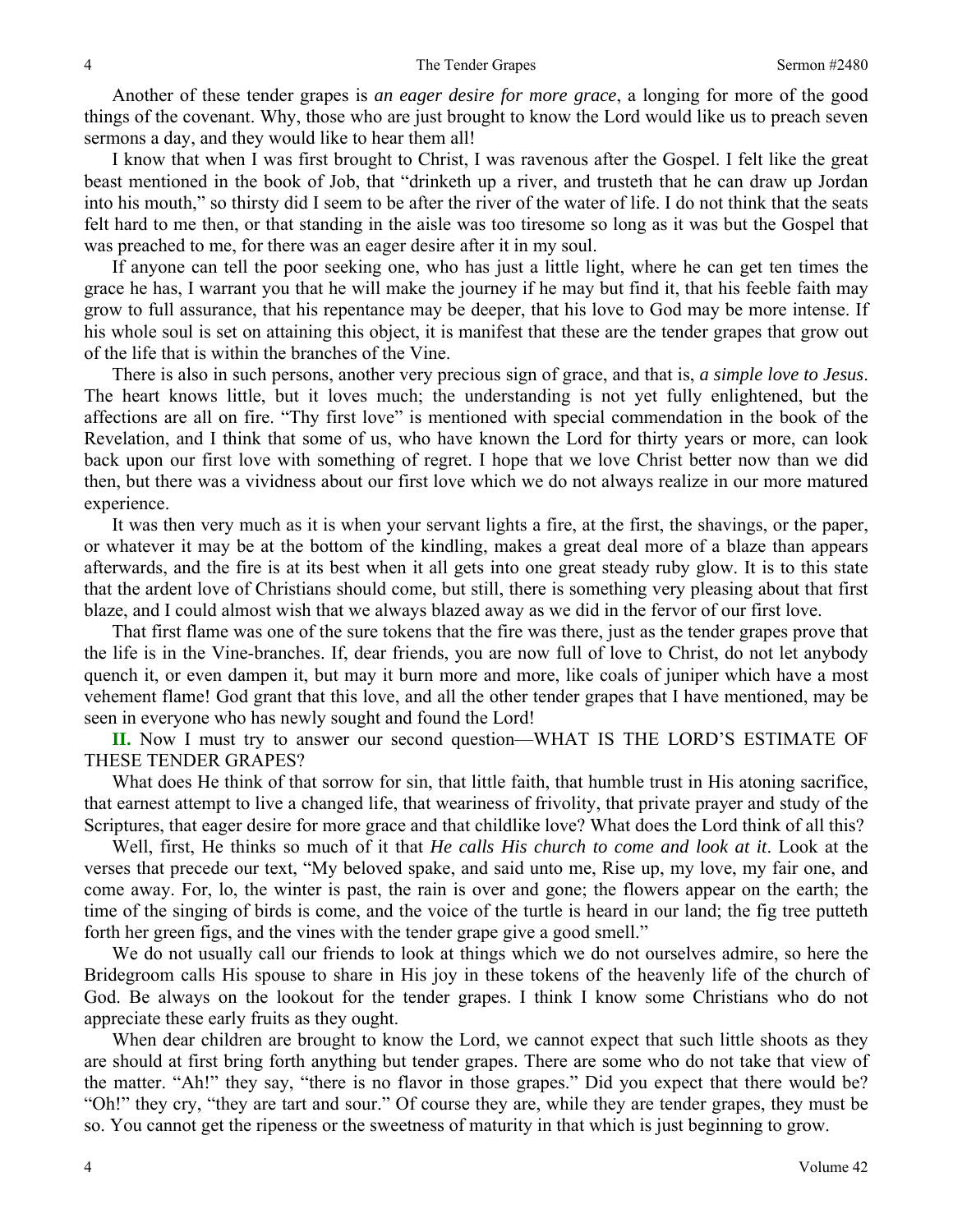Another of these tender grapes is *an eager desire for more grace*, a longing for more of the good things of the covenant. Why, those who are just brought to know the Lord would like us to preach seven sermons a day, and they would like to hear them all!

I know that when I was first brought to Christ, I was ravenous after the Gospel. I felt like the great beast mentioned in the book of Job, that "drinketh up a river, and trusteth that he can draw up Jordan into his mouth," so thirsty did I seem to be after the river of the water of life. I do not think that the seats felt hard to me then, or that standing in the aisle was too tiresome so long as it was but the Gospel that was preached to me, for there was an eager desire after it in my soul.

If anyone can tell the poor seeking one, who has just a little light, where he can get ten times the grace he has, I warrant you that he will make the journey if he may but find it, that his feeble faith may grow to full assurance, that his repentance may be deeper, that his love to God may be more intense. If his whole soul is set on attaining this object, it is manifest that these are the tender grapes that grow out of the life that is within the branches of the Vine.

There is also in such persons, another very precious sign of grace, and that is, *a simple love to Jesus*. The heart knows little, but it loves much; the understanding is not yet fully enlightened, but the affections are all on fire. "Thy first love" is mentioned with special commendation in the book of the Revelation, and I think that some of us, who have known the Lord for thirty years or more, can look back upon our first love with something of regret. I hope that we love Christ better now than we did then, but there was a vividness about our first love which we do not always realize in our more matured experience.

It was then very much as it is when your servant lights a fire, at the first, the shavings, or the paper, or whatever it may be at the bottom of the kindling, makes a great deal more of a blaze than appears afterwards, and the fire is at its best when it all gets into one great steady ruby glow. It is to this state that the ardent love of Christians should come, but still, there is something very pleasing about that first blaze, and I could almost wish that we always blazed away as we did in the fervor of our first love.

That first flame was one of the sure tokens that the fire was there, just as the tender grapes prove that the life is in the Vine-branches. If, dear friends, you are now full of love to Christ, do not let anybody quench it, or even dampen it, but may it burn more and more, like coals of juniper which have a most vehement flame! God grant that this love, and all the other tender grapes that I have mentioned, may be seen in everyone who has newly sought and found the Lord!

**II.** Now I must try to answer our second question—WHAT IS THE LORD'S ESTIMATE OF THESE TENDER GRAPES?

What does He think of that sorrow for sin, that little faith, that humble trust in His atoning sacrifice, that earnest attempt to live a changed life, that weariness of frivolity, that private prayer and study of the Scriptures, that eager desire for more grace and that childlike love? What does the Lord think of all this?

Well, first, He thinks so much of it that *He calls His church to come and look at it*. Look at the verses that precede our text, "My beloved spake, and said unto me, Rise up, my love, my fair one, and come away. For, lo, the winter is past, the rain is over and gone; the flowers appear on the earth; the time of the singing of birds is come, and the voice of the turtle is heard in our land; the fig tree putteth forth her green figs, and the vines with the tender grape give a good smell."

We do not usually call our friends to look at things which we do not ourselves admire, so here the Bridegroom calls His spouse to share in His joy in these tokens of the heavenly life of the church of God. Be always on the lookout for the tender grapes. I think I know some Christians who do not appreciate these early fruits as they ought.

When dear children are brought to know the Lord, we cannot expect that such little shoots as they are should at first bring forth anything but tender grapes. There are some who do not take that view of the matter. "Ah!" they say, "there is no flavor in those grapes." Did you expect that there would be? "Oh!" they cry, "they are tart and sour." Of course they are, while they are tender grapes, they must be so. You cannot get the ripeness or the sweetness of maturity in that which is just beginning to grow.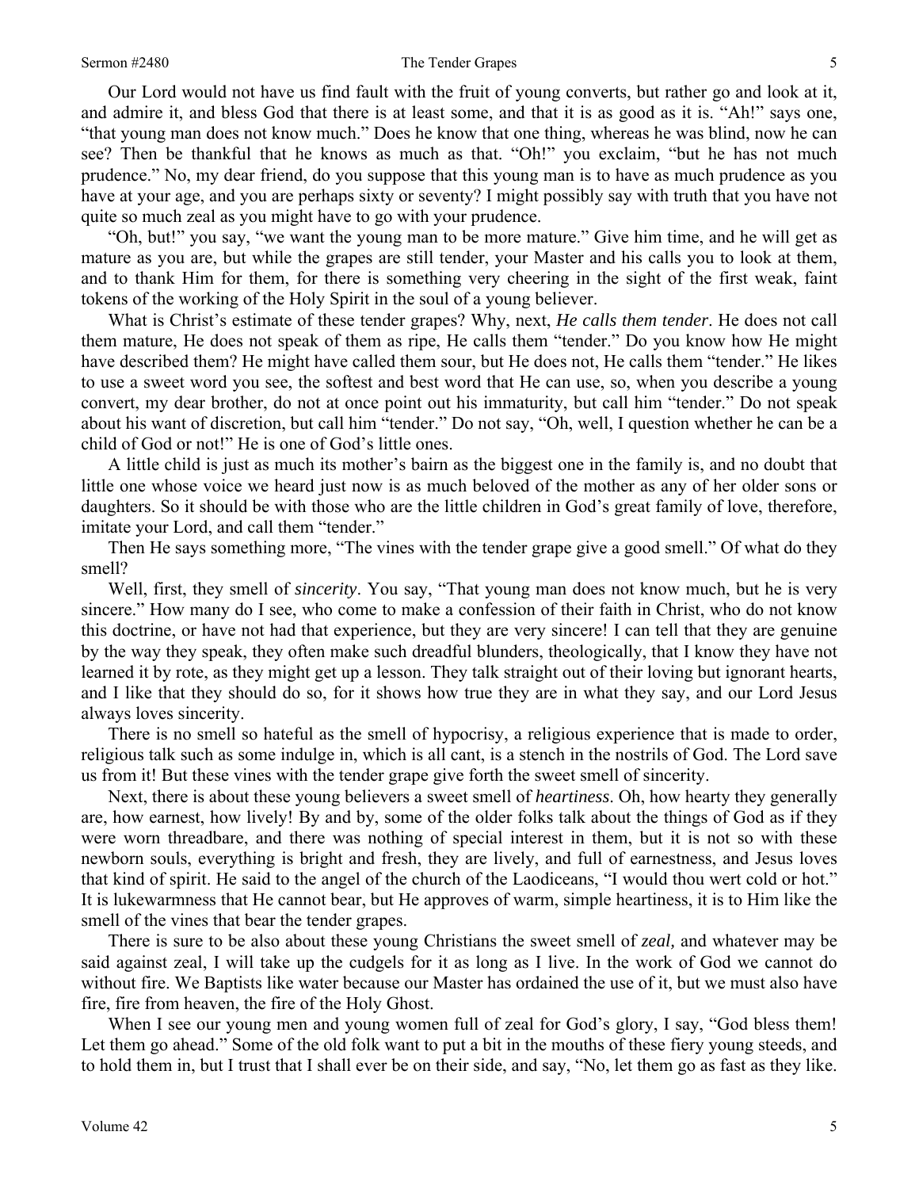Our Lord would not have us find fault with the fruit of young converts, but rather go and look at it, and admire it, and bless God that there is at least some, and that it is as good as it is. "Ah!" says one, "that young man does not know much." Does he know that one thing, whereas he was blind, now he can see? Then be thankful that he knows as much as that. "Oh!" you exclaim, "but he has not much prudence." No, my dear friend, do you suppose that this young man is to have as much prudence as you have at your age, and you are perhaps sixty or seventy? I might possibly say with truth that you have not quite so much zeal as you might have to go with your prudence.

"Oh, but!" you say, "we want the young man to be more mature." Give him time, and he will get as mature as you are, but while the grapes are still tender, your Master and his calls you to look at them, and to thank Him for them, for there is something very cheering in the sight of the first weak, faint tokens of the working of the Holy Spirit in the soul of a young believer.

What is Christ's estimate of these tender grapes? Why, next, *He calls them tender*. He does not call them mature, He does not speak of them as ripe, He calls them "tender." Do you know how He might have described them? He might have called them sour, but He does not, He calls them "tender." He likes to use a sweet word you see, the softest and best word that He can use, so, when you describe a young convert, my dear brother, do not at once point out his immaturity, but call him "tender." Do not speak about his want of discretion, but call him "tender." Do not say, "Oh, well, I question whether he can be a child of God or not!" He is one of God's little ones.

A little child is just as much its mother's bairn as the biggest one in the family is, and no doubt that little one whose voice we heard just now is as much beloved of the mother as any of her older sons or daughters. So it should be with those who are the little children in God's great family of love, therefore, imitate your Lord, and call them "tender."

Then He says something more, "The vines with the tender grape give a good smell." Of what do they smell?

Well, first, they smell of *sincerity*. You say, "That young man does not know much, but he is very sincere." How many do I see, who come to make a confession of their faith in Christ, who do not know this doctrine, or have not had that experience, but they are very sincere! I can tell that they are genuine by the way they speak, they often make such dreadful blunders, theologically, that I know they have not learned it by rote, as they might get up a lesson. They talk straight out of their loving but ignorant hearts, and I like that they should do so, for it shows how true they are in what they say, and our Lord Jesus always loves sincerity.

There is no smell so hateful as the smell of hypocrisy, a religious experience that is made to order, religious talk such as some indulge in, which is all cant, is a stench in the nostrils of God. The Lord save us from it! But these vines with the tender grape give forth the sweet smell of sincerity.

Next, there is about these young believers a sweet smell of *heartiness*. Oh, how hearty they generally are, how earnest, how lively! By and by, some of the older folks talk about the things of God as if they were worn threadbare, and there was nothing of special interest in them, but it is not so with these newborn souls, everything is bright and fresh, they are lively, and full of earnestness, and Jesus loves that kind of spirit. He said to the angel of the church of the Laodiceans, "I would thou wert cold or hot." It is lukewarmness that He cannot bear, but He approves of warm, simple heartiness, it is to Him like the smell of the vines that bear the tender grapes.

There is sure to be also about these young Christians the sweet smell of *zeal,* and whatever may be said against zeal, I will take up the cudgels for it as long as I live. In the work of God we cannot do without fire. We Baptists like water because our Master has ordained the use of it, but we must also have fire, fire from heaven, the fire of the Holy Ghost.

When I see our young men and young women full of zeal for God's glory, I say, "God bless them! Let them go ahead." Some of the old folk want to put a bit in the mouths of these fiery young steeds, and to hold them in, but I trust that I shall ever be on their side, and say, "No, let them go as fast as they like.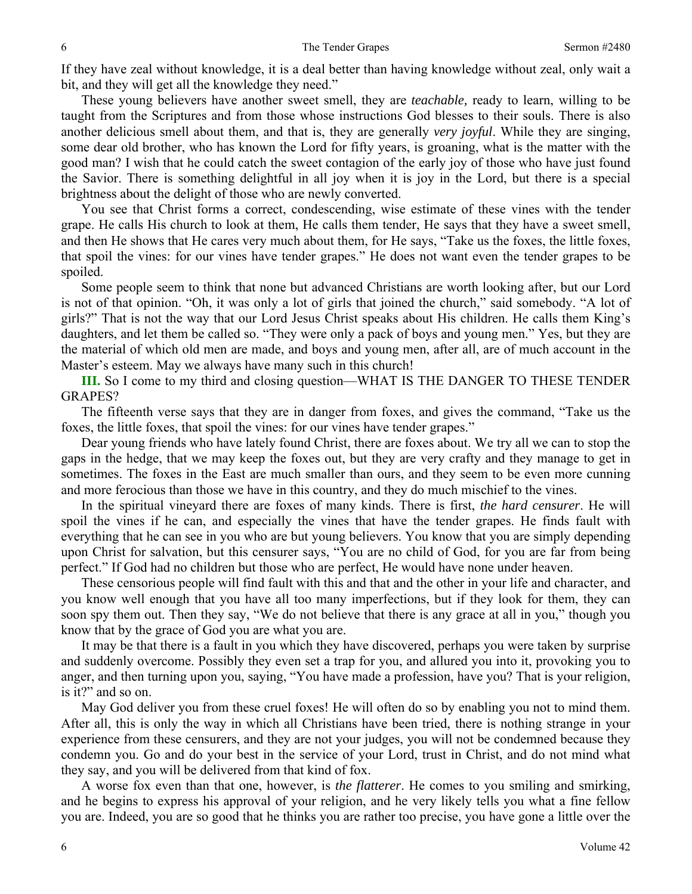If they have zeal without knowledge, it is a deal better than having knowledge without zeal, only wait a bit, and they will get all the knowledge they need."

These young believers have another sweet smell, they are *teachable,* ready to learn, willing to be taught from the Scriptures and from those whose instructions God blesses to their souls. There is also another delicious smell about them, and that is, they are generally *very joyful*. While they are singing, some dear old brother, who has known the Lord for fifty years, is groaning, what is the matter with the good man? I wish that he could catch the sweet contagion of the early joy of those who have just found the Savior. There is something delightful in all joy when it is joy in the Lord, but there is a special brightness about the delight of those who are newly converted.

You see that Christ forms a correct, condescending, wise estimate of these vines with the tender grape. He calls His church to look at them, He calls them tender, He says that they have a sweet smell, and then He shows that He cares very much about them, for He says, "Take us the foxes, the little foxes, that spoil the vines: for our vines have tender grapes." He does not want even the tender grapes to be spoiled.

Some people seem to think that none but advanced Christians are worth looking after, but our Lord is not of that opinion. "Oh, it was only a lot of girls that joined the church," said somebody. "A lot of girls?" That is not the way that our Lord Jesus Christ speaks about His children. He calls them King's daughters, and let them be called so. "They were only a pack of boys and young men." Yes, but they are the material of which old men are made, and boys and young men, after all, are of much account in the Master's esteem. May we always have many such in this church!

**III.** So I come to my third and closing question—WHAT IS THE DANGER TO THESE TENDER GRAPES?

The fifteenth verse says that they are in danger from foxes, and gives the command, "Take us the foxes, the little foxes, that spoil the vines: for our vines have tender grapes."

Dear young friends who have lately found Christ, there are foxes about. We try all we can to stop the gaps in the hedge, that we may keep the foxes out, but they are very crafty and they manage to get in sometimes. The foxes in the East are much smaller than ours, and they seem to be even more cunning and more ferocious than those we have in this country, and they do much mischief to the vines.

In the spiritual vineyard there are foxes of many kinds. There is first, *the hard censurer*. He will spoil the vines if he can, and especially the vines that have the tender grapes. He finds fault with everything that he can see in you who are but young believers. You know that you are simply depending upon Christ for salvation, but this censurer says, "You are no child of God, for you are far from being perfect." If God had no children but those who are perfect, He would have none under heaven.

These censorious people will find fault with this and that and the other in your life and character, and you know well enough that you have all too many imperfections, but if they look for them, they can soon spy them out. Then they say, "We do not believe that there is any grace at all in you," though you know that by the grace of God you are what you are.

It may be that there is a fault in you which they have discovered, perhaps you were taken by surprise and suddenly overcome. Possibly they even set a trap for you, and allured you into it, provoking you to anger, and then turning upon you, saying, "You have made a profession, have you? That is your religion, is it?" and so on.

May God deliver you from these cruel foxes! He will often do so by enabling you not to mind them. After all, this is only the way in which all Christians have been tried, there is nothing strange in your experience from these censurers, and they are not your judges, you will not be condemned because they condemn you. Go and do your best in the service of your Lord, trust in Christ, and do not mind what they say, and you will be delivered from that kind of fox.

A worse fox even than that one, however, is *the flatterer*. He comes to you smiling and smirking, and he begins to express his approval of your religion, and he very likely tells you what a fine fellow you are. Indeed, you are so good that he thinks you are rather too precise, you have gone a little over the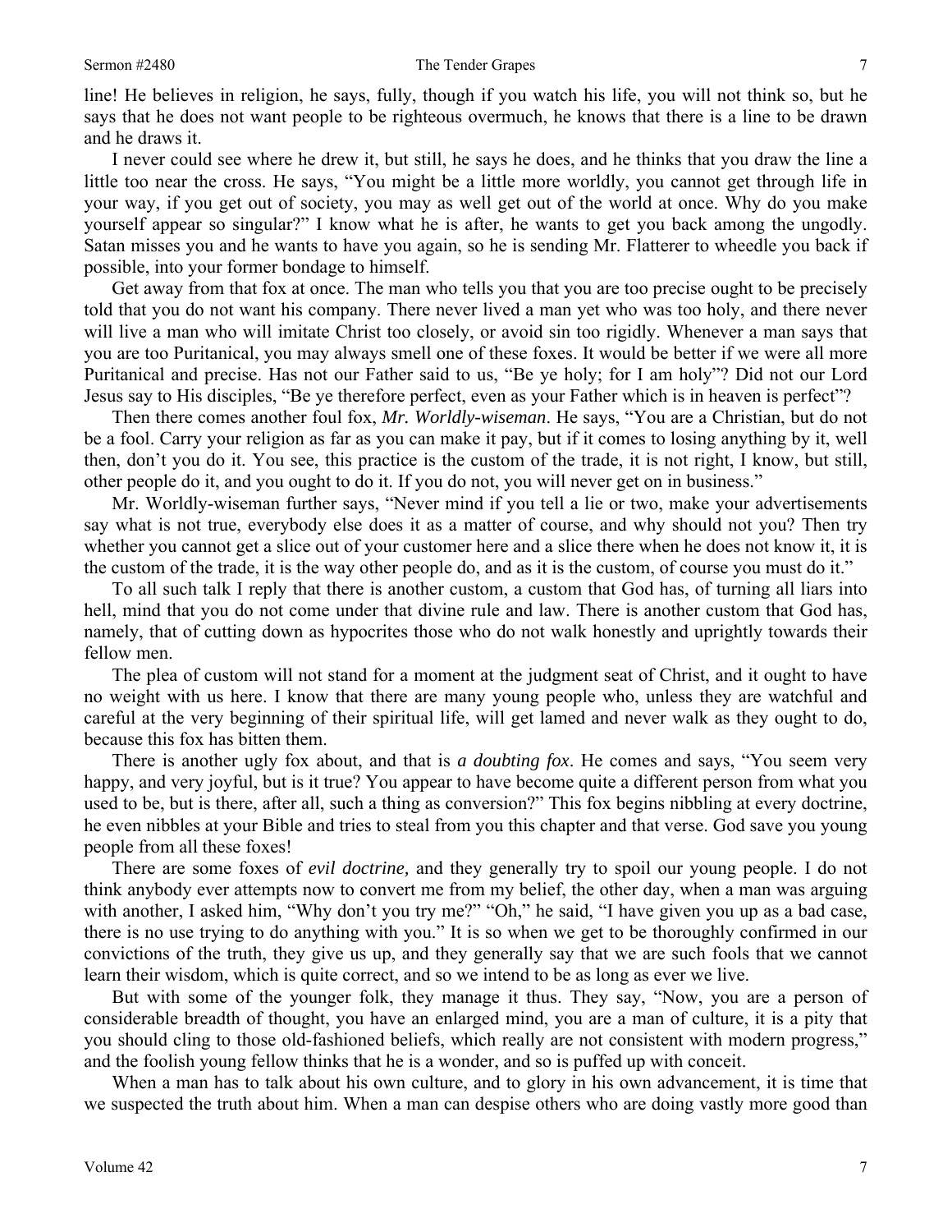line! He believes in religion, he says, fully, though if you watch his life, you will not think so, but he says that he does not want people to be righteous overmuch, he knows that there is a line to be drawn and he draws it.

I never could see where he drew it, but still, he says he does, and he thinks that you draw the line a little too near the cross. He says, "You might be a little more worldly, you cannot get through life in your way, if you get out of society, you may as well get out of the world at once. Why do you make yourself appear so singular?" I know what he is after, he wants to get you back among the ungodly. Satan misses you and he wants to have you again, so he is sending Mr. Flatterer to wheedle you back if possible, into your former bondage to himself.

Get away from that fox at once. The man who tells you that you are too precise ought to be precisely told that you do not want his company. There never lived a man yet who was too holy, and there never will live a man who will imitate Christ too closely, or avoid sin too rigidly. Whenever a man says that you are too Puritanical, you may always smell one of these foxes. It would be better if we were all more Puritanical and precise. Has not our Father said to us, "Be ye holy; for I am holy"? Did not our Lord Jesus say to His disciples, "Be ye therefore perfect, even as your Father which is in heaven is perfect"?

Then there comes another foul fox, *Mr. Worldly-wiseman*. He says, "You are a Christian, but do not be a fool. Carry your religion as far as you can make it pay, but if it comes to losing anything by it, well then, don't you do it. You see, this practice is the custom of the trade, it is not right, I know, but still, other people do it, and you ought to do it. If you do not, you will never get on in business."

Mr. Worldly-wiseman further says, "Never mind if you tell a lie or two, make your advertisements say what is not true, everybody else does it as a matter of course, and why should not you? Then try whether you cannot get a slice out of your customer here and a slice there when he does not know it, it is the custom of the trade, it is the way other people do, and as it is the custom, of course you must do it."

To all such talk I reply that there is another custom, a custom that God has, of turning all liars into hell, mind that you do not come under that divine rule and law. There is another custom that God has, namely, that of cutting down as hypocrites those who do not walk honestly and uprightly towards their fellow men.

The plea of custom will not stand for a moment at the judgment seat of Christ, and it ought to have no weight with us here. I know that there are many young people who, unless they are watchful and careful at the very beginning of their spiritual life, will get lamed and never walk as they ought to do, because this fox has bitten them.

There is another ugly fox about, and that is *a doubting fox*. He comes and says, "You seem very happy, and very joyful, but is it true? You appear to have become quite a different person from what you used to be, but is there, after all, such a thing as conversion?" This fox begins nibbling at every doctrine, he even nibbles at your Bible and tries to steal from you this chapter and that verse. God save you young people from all these foxes!

There are some foxes of *evil doctrine,* and they generally try to spoil our young people. I do not think anybody ever attempts now to convert me from my belief, the other day, when a man was arguing with another, I asked him, "Why don't you try me?" "Oh," he said, "I have given you up as a bad case, there is no use trying to do anything with you." It is so when we get to be thoroughly confirmed in our convictions of the truth, they give us up, and they generally say that we are such fools that we cannot learn their wisdom, which is quite correct, and so we intend to be as long as ever we live.

But with some of the younger folk, they manage it thus. They say, "Now, you are a person of considerable breadth of thought, you have an enlarged mind, you are a man of culture, it is a pity that you should cling to those old-fashioned beliefs, which really are not consistent with modern progress," and the foolish young fellow thinks that he is a wonder, and so is puffed up with conceit.

When a man has to talk about his own culture, and to glory in his own advancement, it is time that we suspected the truth about him. When a man can despise others who are doing vastly more good than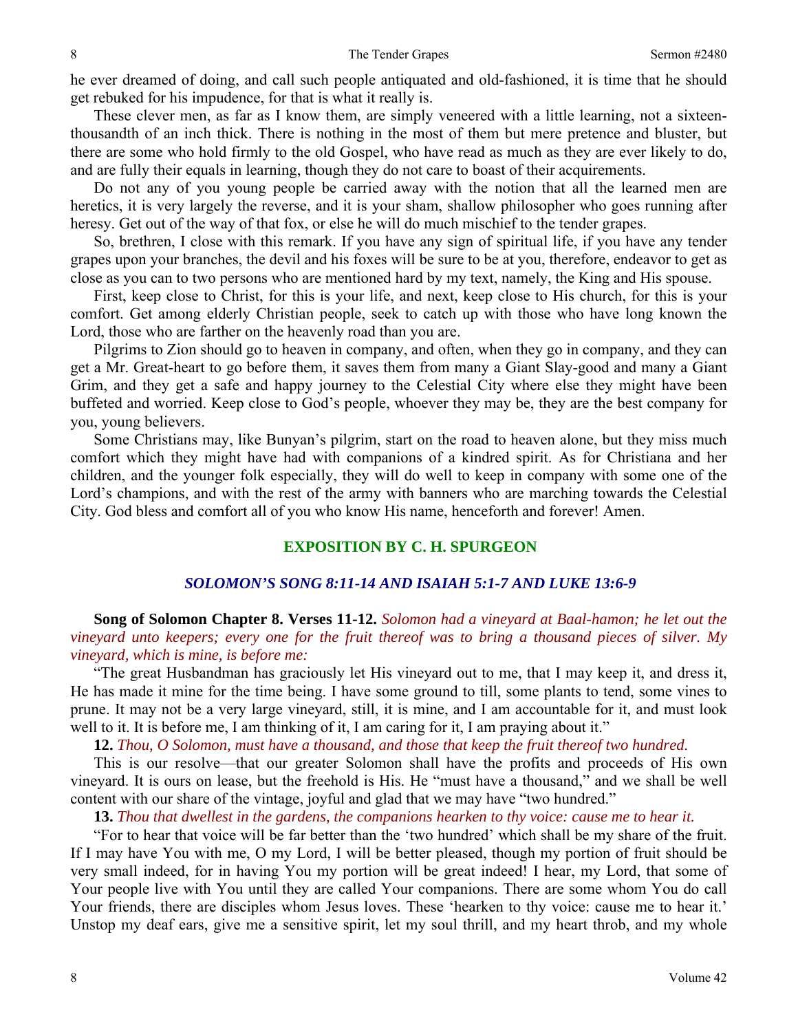he ever dreamed of doing, and call such people antiquated and old-fashioned, it is time that he should get rebuked for his impudence, for that is what it really is.

These clever men, as far as I know them, are simply veneered with a little learning, not a sixteen-thousandth of an inch thick. There is nothing in the most of them but mere pretence and bluster, but there are some who hold firmly to the old Gospel, who have read as much as they are ever likely to do, and are fully their equals in learning, though they do not care to boast of their acquirements.

Do not any of you young people be carried away with the notion that all the learned men are heretics, it is very largely the reverse, and it is your sham, shallow philosopher who goes running after heresy. Get out of the way of that fox, or else he will do much mischief to the tender grapes.

So, brethren, I close with this remark. If you have any sign of spiritual life, if you have any tender grapes upon your branches, the devil and his foxes will be sure to be at you, therefore, endeavor to get as close as you can to two persons who are mentioned hard by my text, namely, the King and His spouse.

First, keep close to Christ, for this is your life, and next, keep close to His church, for this is your comfort. Get among elderly Christian people, seek to catch up with those who have long known the Lord, those who are farther on the heavenly road than you are.

Pilgrims to Zion should go to heaven in company, and often, when they go in company, and they can get a Mr. Great-heart to go before them, it saves them from many a Giant Slay-good and many a Giant Grim, and they get a safe and happy journey to the Celestial City where else they might have been buffeted and worried. Keep close to God's people, whoever they may be, they are the best company for you, young believers.

Some Christians may, like Bunyan's pilgrim, start on the road to heaven alone, but they miss much comfort which they might have had with companions of a kindred spirit. As for Christiana and her children, and the younger folk especially, they will do well to keep in company with some one of the Lord's champions, and with the rest of the army with banners who are marching towards the Celestial City. God bless and comfort all of you who know His name, henceforth and forever! Amen.

## EXPOSITION BY C. H. SPURGEON

### *SOLOMON'S SONG 8:11-14 AND ISAIAH 5:1-7 AND LUKE 13:6-9*

**Song of Solomon Chapter 8. Verses 11-12.** *Solomon had a vineyard at Baal-hamon; he let out the vineyard unto keepers; every one for the fruit thereof was to bring a thousand pieces of silver. My vineyard, which is mine, is before me:*

"The great Husbandman has graciously let His vineyard out to me, that I may keep it, and dress it, He has made it mine for the time being. I have some ground to till, some plants to tend, some vines to prune. It may not be a very large vineyard, still, it is mine, and I am accountable for it, and must look well to it. It is before me, I am thinking of it, I am caring for it, I am praying about it."

**12.** *Thou, O Solomon, must have a thousand, and those that keep the fruit thereof two hundred.*

This is our resolve—that our greater Solomon shall have the profits and proceeds of His own vineyard. It is ours on lease, but the freehold is His. He "must have a thousand," and we shall be well content with our share of the vintage, joyful and glad that we may have "two hundred."

**13.** *Thou that dwellest in the gardens, the companions hearken to thy voice: cause me to hear it.*

"For to hear that voice will be far better than the 'two hundred' which shall be my share of the fruit. If I may have You with me, O my Lord, I will be better pleased, though my portion of fruit should be very small indeed, for in having You my portion will be great indeed! I hear, my Lord, that some of Your people live with You until they are called Your companions. There are some whom You do call Your friends, there are disciples whom Jesus loves. These 'hearken to thy voice: cause me to hear it.' Unstop my deaf ears, give me a sensitive spirit, let my soul thrill, and my heart throb, and my whole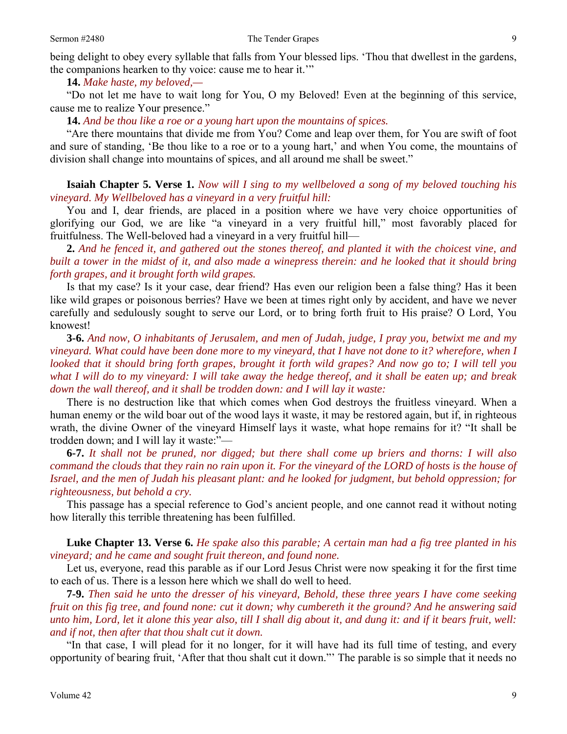being delight to obey every syllable that falls from Your blessed lips. 'Thou that dwellest in the gardens, the companions hearken to thy voice: cause me to hear it.'"

**14.** *Make haste, my beloved,—*

"Do not let me have to wait long for You, O my Beloved! Even at the beginning of this service, cause me to realize Your presence."

**14.** *And be thou like a roe or a young hart upon the mountains of spices.*

"Are there mountains that divide me from You? Come and leap over them, for You are swift of foot and sure of standing, 'Be thou like to a roe or to a young hart,' and when You come, the mountains of division shall change into mountains of spices, and all around me shall be sweet."

**Isaiah Chapter 5. Verse 1.** *Now will I sing to my wellbeloved a song of my beloved touching his vineyard. My Wellbeloved has a vineyard in a very fruitful hill:*

You and I, dear friends, are placed in a position where we have very choice opportunities of glorifying our God, we are like "a vineyard in a very fruitful hill," most favorably placed for fruitfulness. The Well-beloved had a vineyard in a very fruitful hill—

**2.** *And he fenced it, and gathered out the stones thereof, and planted it with the choicest vine, and built a tower in the midst of it, and also made a winepress therein: and he looked that it should bring forth grapes, and it brought forth wild grapes.*

Is that my case? Is it your case, dear friend? Has even our religion been a false thing? Has it been like wild grapes or poisonous berries? Have we been at times right only by accident, and have we never carefully and sedulously sought to serve our Lord, or to bring forth fruit to His praise? O Lord, You knowest!

**3-6.** *And now, O inhabitants of Jerusalem, and men of Judah, judge, I pray you, betwixt me and my vineyard. What could have been done more to my vineyard, that I have not done to it? wherefore, when I looked that it should bring forth grapes, brought it forth wild grapes? And now go to; I will tell you what I will do to my vineyard: I will take away the hedge thereof, and it shall be eaten up; and break down the wall thereof, and it shall be trodden down: and I will lay it waste:*

There is no destruction like that which comes when God destroys the fruitless vineyard. When a human enemy or the wild boar out of the wood lays it waste, it may be restored again, but if, in righteous wrath, the divine Owner of the vineyard Himself lays it waste, what hope remains for it? "It shall be trodden down; and I will lay it waste:"—

**6-7.** *It shall not be pruned, nor digged; but there shall come up briers and thorns: I will also command the clouds that they rain no rain upon it. For the vineyard of the LORD of hosts is the house of Israel, and the men of Judah his pleasant plant: and he looked for judgment, but behold oppression; for righteousness, but behold a cry.*

This passage has a special reference to God's ancient people, and one cannot read it without noting how literally this terrible threatening has been fulfilled.

**Luke Chapter 13. Verse 6.** *He spake also this parable; A certain man had a fig tree planted in his vineyard; and he came and sought fruit thereon, and found none.*

Let us, everyone, read this parable as if our Lord Jesus Christ were now speaking it for the first time to each of us. There is a lesson here which we shall do well to heed.

**7-9.** *Then said he unto the dresser of his vineyard, Behold, these three years I have come seeking fruit on this fig tree, and found none: cut it down; why cumbereth it the ground? And he answering said unto him, Lord, let it alone this year also, till I shall dig about it, and dung it: and if it bears fruit, well: and if not, then after that thou shalt cut it down.*

"In that case, I will plead for it no longer, for it will have had its full time of testing, and every opportunity of bearing fruit, 'After that thou shalt cut it down."' The parable is so simple that it needs no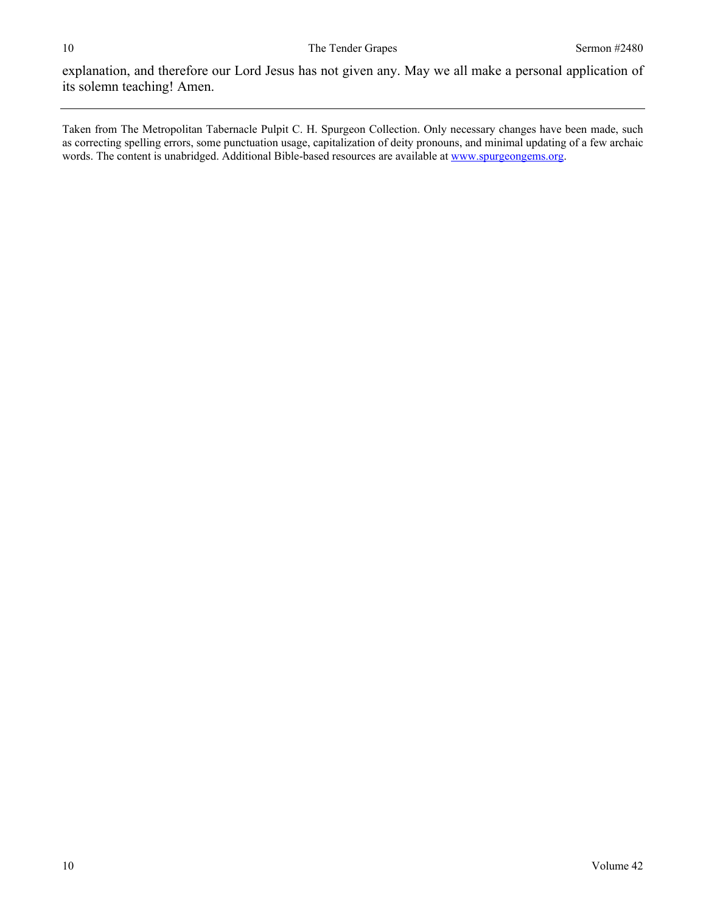explanation, and therefore our Lord Jesus has not given any. May we all make a personal application of its solemn teaching! Amen.

---

Taken from The Metropolitan Tabernacle Pulpit C. H. Spurgeon Collection. Only necessary changes have been made, such as correcting spelling errors, some punctuation usage, capitalization of deity pronouns, and minimal updating of a few archaic words. The content is unabridged. Additional Bible-based resources are available at www.spurgeongems.org.